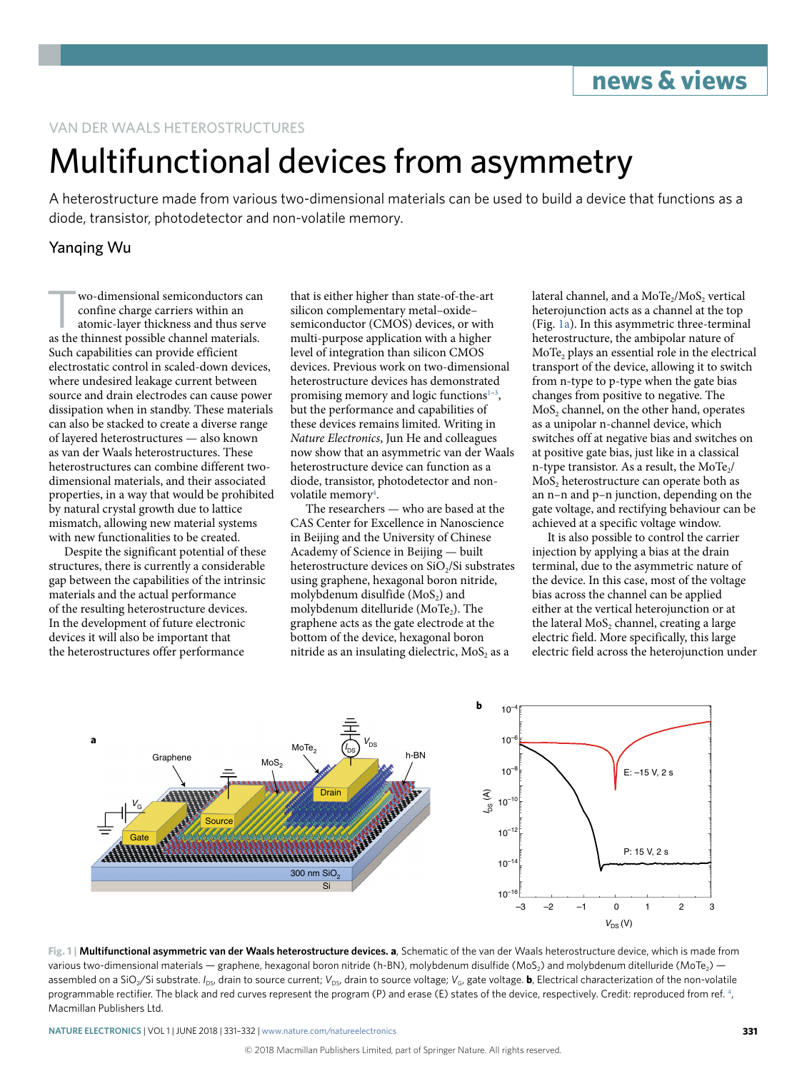VAN DER WAALS HETEROSTRUCTURES

# Multifunctional devices from asymmetry

A heterostructure made from various two-dimensional materials can be used to build a device that functions as a diode, transistor, photodetector and non-volatile memory.

## Yanqing Wu

Two-dimensional semiconductors can confine charge carriers within an atomic-layer thickness and thus serve as the thinnest possible channel materials. Such capabilities can provide efficient electrostatic control in scaled-down devices, where undesired leakage current between source and drain electrodes can cause power dissipation when in standby. These materials can also be stacked to create a diverse range of layered heterostructures — also known as van der Waals heterostructures. These heterostructures can combine different two-dimensional materials, and their associated properties, in a way that would be prohibited by natural crystal growth due to lattice mismatch, allowing new material systems with new functionalities to be created.

Despite the significant potential of these structures, there is currently a considerable gap between the capabilities of the intrinsic materials and the actual performance of the resulting heterostructure devices. In the development of future electronic devices it will also be important that the heterostructures offer performance that is either higher than state-of-the-art silicon complementary metal–oxide–semiconductor (CMOS) devices, or with multi-purpose application with a higher level of integration than silicon CMOS devices. Previous work on two-dimensional heterostructure devices has demonstrated promising memory and logic functions[1–3], but the performance and capabilities of these devices remains limited. Writing in *Nature Electronics*, Jun He and colleagues now show that an asymmetric van der Waals heterostructure device can function as a diode, transistor, photodetector and non-volatile memory[4].

The researchers — who are based at the CAS Center for Excellence in Nanoscience in Beijing and the University of Chinese Academy of Science in Beijing — built heterostructure devices on $SiO_2$/Si substrates using graphene, hexagonal boron nitride, molybdenum disulfide ($MoS_2$) and molybdenum ditelluride ($MoTe_2$). The graphene acts as the gate electrode at the bottom of the device, hexagonal boron nitride as an insulating dielectric, $MoS_2$ as a lateral channel, and a $MoTe_2$/$MoS_2$ vertical heterojunction acts as a channel at the top (Fig. 1a). In this asymmetric three-terminal heterostructure, the ambipolar nature of $MoTe_2$ plays an essential role in the electrical transport of the device, allowing it to switch from n-type to p-type when the gate bias changes from positive to negative. The $MoS_2$ channel, on the other hand, operates as a unipolar n-channel device, which switches off at negative bias and switches on at positive gate bias, just like in a classical n-type transistor. As a result, the $MoTe_2$/$MoS_2$ heterostructure can operate both as an n–n and p–n junction, depending on the gate voltage, and rectifying behaviour can be achieved at a specific voltage window.

It is also possible to control the carrier injection by applying a bias at the drain terminal, due to the asymmetric nature of the device. In this case, most of the voltage bias across the channel can be applied either at the vertical heterojunction or at the lateral $MoS_2$ channel, creating a large electric field. More specifically, this large electric field across the heterojunction under

**Fig. 1 | Multifunctional asymmetric van der Waals heterostructure devices. a**, Schematic of the van der Waals heterostructure device, which is made from various two-dimensional materials — graphene, hexagonal boron nitride (h-BN), molybdenum disulfide ($MoS_2$) and molybdenum ditelluride ($MoTe_2$) — assembled on a $SiO_2$/Si substrate. $I_{DS}$, drain to source current; $V_{DS}$, drain to source voltage; $V_G$, gate voltage. **b**, Electrical characterization of the non-volatile programmable rectifier. The black and red curves represent the program (P) and erase (E) states of the device, respectively. Credit: reproduced from ref. [4], Macmillan Publishers Ltd.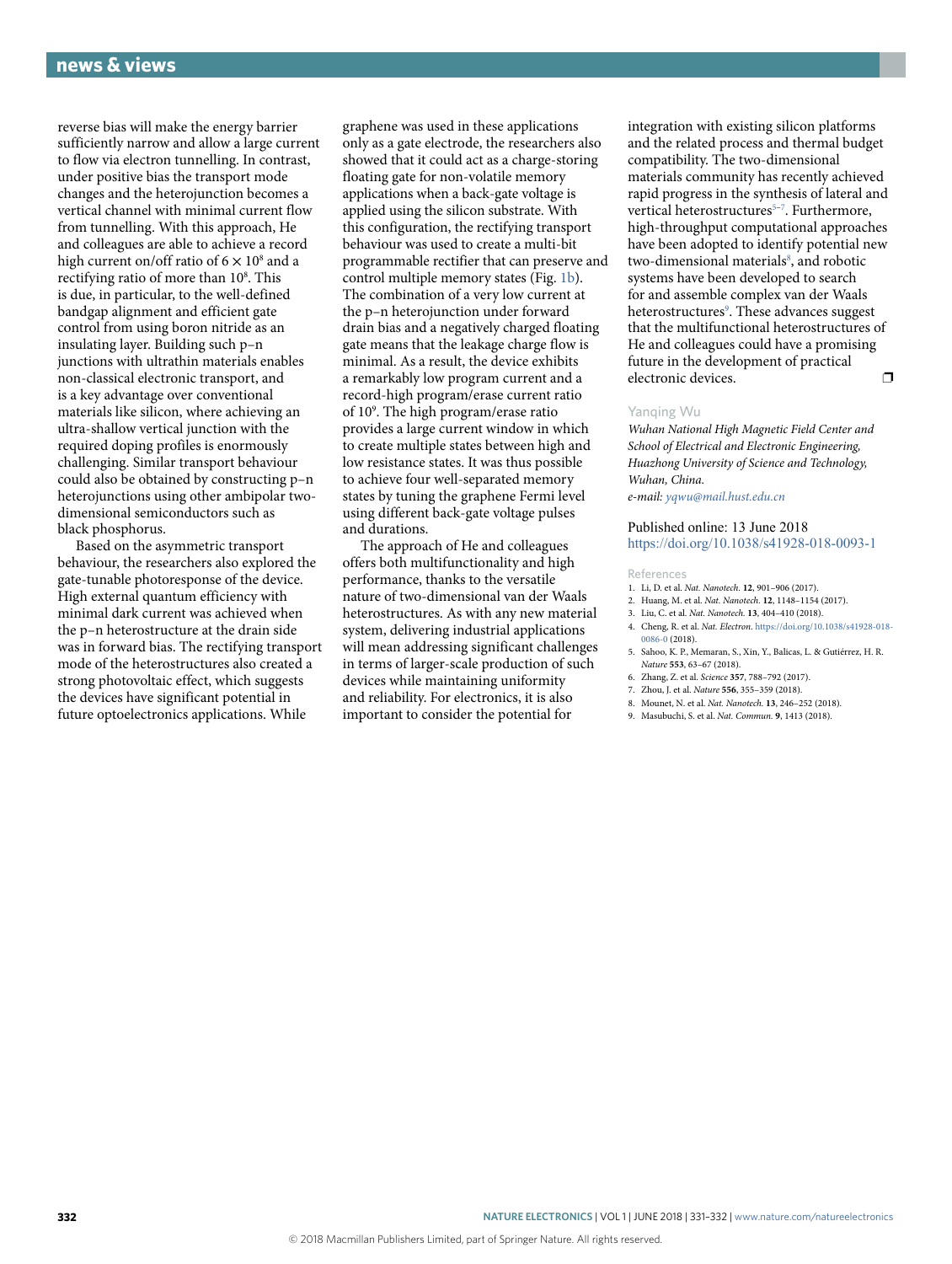reverse bias will make the energy barrier sufficiently narrow and allow a large current to flow via electron tunnelling. In contrast, under positive bias the transport mode changes and the heterojunction becomes a vertical channel with minimal current flow from tunnelling. With this approach, He and colleagues are able to achieve a record high current on/off ratio of $6 \times 10^8$ and a rectifying ratio of more than $10^8$. This is due, in particular, to the well-defined bandgap alignment and efficient gate control from using boron nitride as an insulating layer. Building such p–n junctions with ultrathin materials enables non-classical electronic transport, and is a key advantage over conventional materials like silicon, where achieving an ultra-shallow vertical junction with the required doping profiles is enormously challenging. Similar transport behaviour could also be obtained by constructing p–n heterojunctions using other ambipolar two-dimensional semiconductors such as black phosphorus.

Based on the asymmetric transport behaviour, the researchers also explored the gate-tunable photoresponse of the device. High external quantum efficiency with minimal dark current was achieved when the p–n heterostructure at the drain side was in forward bias. The rectifying transport mode of the heterostructures also created a strong photovoltaic effect, which suggests the devices have significant potential in future optoelectronics applications. While graphene was used in these applications only as a gate electrode, the researchers also showed that it could act as a charge-storing floating gate for non-volatile memory applications when a back-gate voltage is applied using the silicon substrate. With this configuration, the rectifying transport behaviour was used to create a multi-bit programmable rectifier that can preserve and control multiple memory states (Fig. 1b). The combination of a very low current at the p–n heterojunction under forward drain bias and a negatively charged floating gate means that the leakage charge flow is minimal. As a result, the device exhibits a remarkably low program current and a record-high program/erase current ratio of $10^9$. The high program/erase ratio provides a large current window in which to create multiple states between high and low resistance states. It was thus possible to achieve four well-separated memory states by tuning the graphene Fermi level using different back-gate voltage pulses and durations.

The approach of He and colleagues offers both multifunctionality and high performance, thanks to the versatile nature of two-dimensional van der Waals heterostructures. As with any new material system, delivering industrial applications will mean addressing significant challenges in terms of larger-scale production of such devices while maintaining uniformity and reliability. For electronics, it is also important to consider the potential for integration with existing silicon platforms and the related process and thermal budget compatibility. The two-dimensional materials community has recently achieved rapid progress in the synthesis of lateral and vertical heterostructures[5–7]. Furthermore, high-throughput computational approaches have been adopted to identify potential new two-dimensional materials[8], and robotic systems have been developed to search for and assemble complex van der Waals heterostructures[9]. These advances suggest that the multifunctional heterostructures of He and colleagues could have a promising future in the development of practical electronic devices. ❐

Yanqing Wu

*Wuhan National High Magnetic Field Center and School of Electrical and Electronic Engineering, Huazhong University of Science and Technology, Wuhan, China.*

*e-mail: yqwu@mail.hust.edu.cn*

Published online: 13 June 2018
https://doi.org/10.1038/s41928-018-0093-1

References

1. Li, D. et al. *Nat. Nanotech.* **12**, 901–906 (2017).
2. Huang, M. et al. *Nat. Nanotech.* **12**, 1148–1154 (2017).
3. Liu, C. et al. *Nat. Nanotech.* **13**, 404–410 (2018).
4. Cheng, R. et al. *Nat. Electron.* https://doi.org/10.1038/s41928-018-0086-0 (2018).
5. Sahoo, K. P., Memaran, S., Xin, Y., Balicas, L. & Gutiérrez, H. R. *Nature* **553**, 63–67 (2018).
6. Zhang, Z. et al. *Science* **357**, 788–792 (2017).
7. Zhou, J. et al. *Nature* **556**, 355–359 (2018).
8. Mounet, N. et al. *Nat. Nanotech.* **13**, 246–252 (2018).
9. Masubuchi, S. et al. *Nat. Commun.* **9**, 1413 (2018).